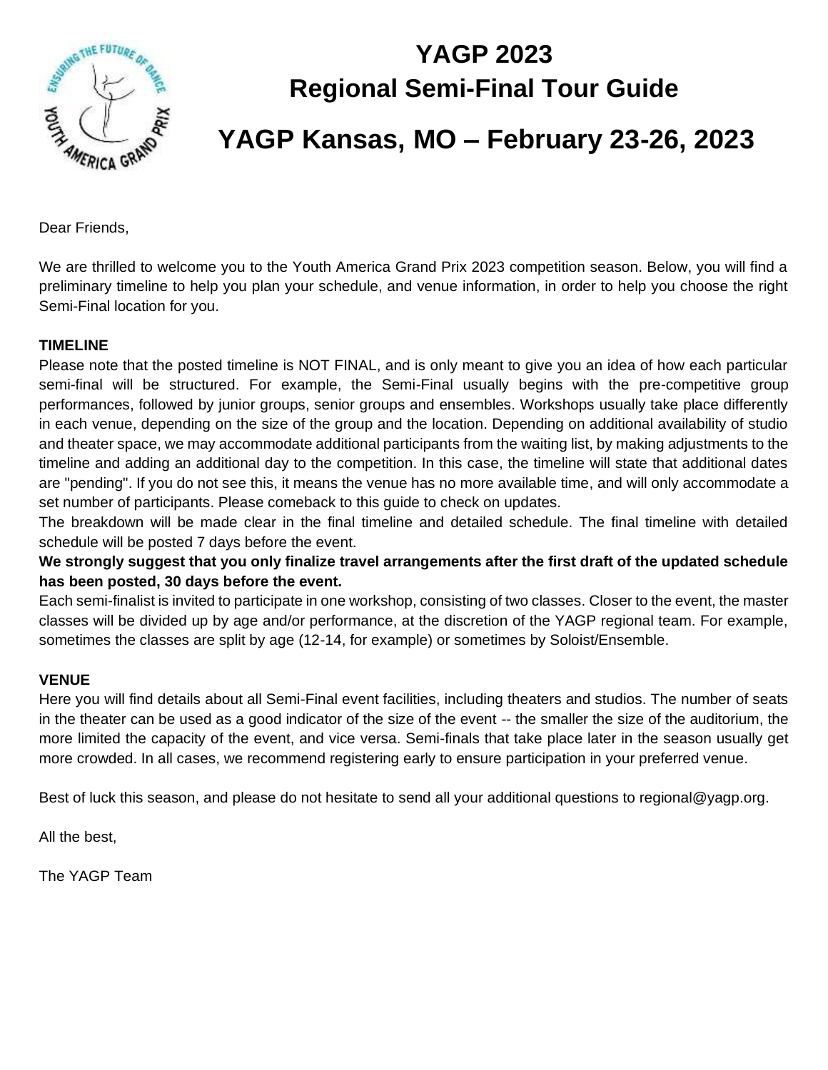# YAGP 2023

## Regional Semi-Final Tour Guide

# YAGP Kansas, MO – February 23-26, 2023

Dear Friends,

We are thrilled to welcome you to the Youth America Grand Prix 2023 competition season. Below, you will find a preliminary timeline to help you plan your schedule, and venue information, in order to help you choose the right Semi-Final location for you.

**TIMELINE**

Please note that the posted timeline is NOT FINAL, and is only meant to give you an idea of how each particular semi-final will be structured. For example, the Semi-Final usually begins with the pre-competitive group performances, followed by junior groups, senior groups and ensembles. Workshops usually take place differently in each venue, depending on the size of the group and the location. Depending on additional availability of studio and theater space, we may accommodate additional participants from the waiting list, by making adjustments to the timeline and adding an additional day to the competition. In this case, the timeline will state that additional dates are "pending". If you do not see this, it means the venue has no more available time, and will only accommodate a set number of participants. Please comeback to this guide to check on updates.

The breakdown will be made clear in the final timeline and detailed schedule. The final timeline with detailed schedule will be posted 7 days before the event.

**We strongly suggest that you only finalize travel arrangements after the first draft of the updated schedule has been posted, 30 days before the event.**

Each semi-finalist is invited to participate in one workshop, consisting of two classes. Closer to the event, the master classes will be divided up by age and/or performance, at the discretion of the YAGP regional team. For example, sometimes the classes are split by age (12-14, for example) or sometimes by Soloist/Ensemble.

**VENUE**

Here you will find details about all Semi-Final event facilities, including theaters and studios. The number of seats in the theater can be used as a good indicator of the size of the event -- the smaller the size of the auditorium, the more limited the capacity of the event, and vice versa. Semi-finals that take place later in the season usually get more crowded. In all cases, we recommend registering early to ensure participation in your preferred venue.

Best of luck this season, and please do not hesitate to send all your additional questions to regional@yagp.org.

All the best,

The YAGP Team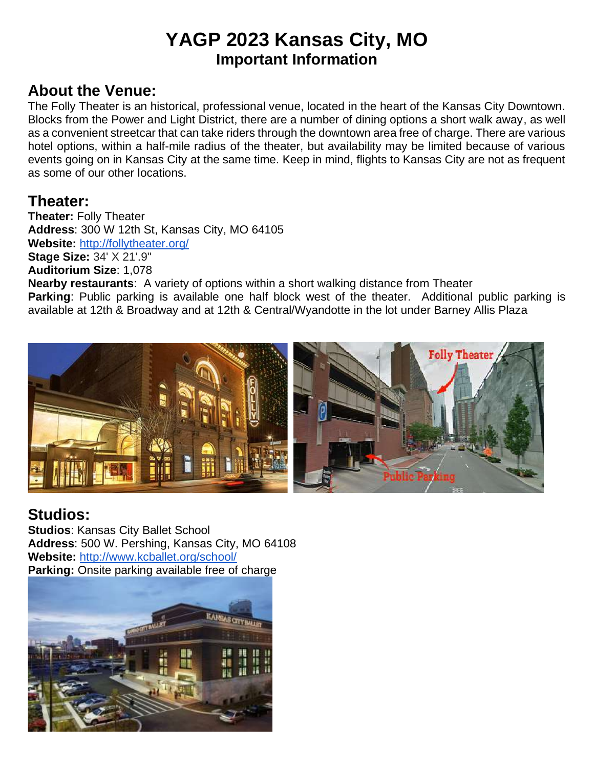# YAGP 2023 Kansas City, MO

## Important Information

## About the Venue:

The Folly Theater is an historical, professional venue, located in the heart of the Kansas City Downtown. Blocks from the Power and Light District, there are a number of dining options a short walk away, as well as a convenient streetcar that can take riders through the downtown area free of charge. There are various hotel options, within a half-mile radius of the theater, but availability may be limited because of various events going on in Kansas City at the same time. Keep in mind, flights to Kansas City are not as frequent as some of our other locations.

## Theater:

**Theater:** Folly Theater
**Address**: 300 W 12th St, Kansas City, MO 64105
**Website:** http://follytheater.org/
**Stage Size:** 34' X 21'.9"
**Auditorium Size**: 1,078
**Nearby restaurants**: A variety of options within a short walking distance from Theater
**Parking**: Public parking is available one half block west of the theater. Additional public parking is available at 12th & Broadway and at 12th & Central/Wyandotte in the lot under Barney Allis Plaza

## Studios:

**Studios**: Kansas City Ballet School
**Address**: 500 W. Pershing, Kansas City, MO 64108
**Website:** http://www.kcballet.org/school/
**Parking:** Onsite parking available free of charge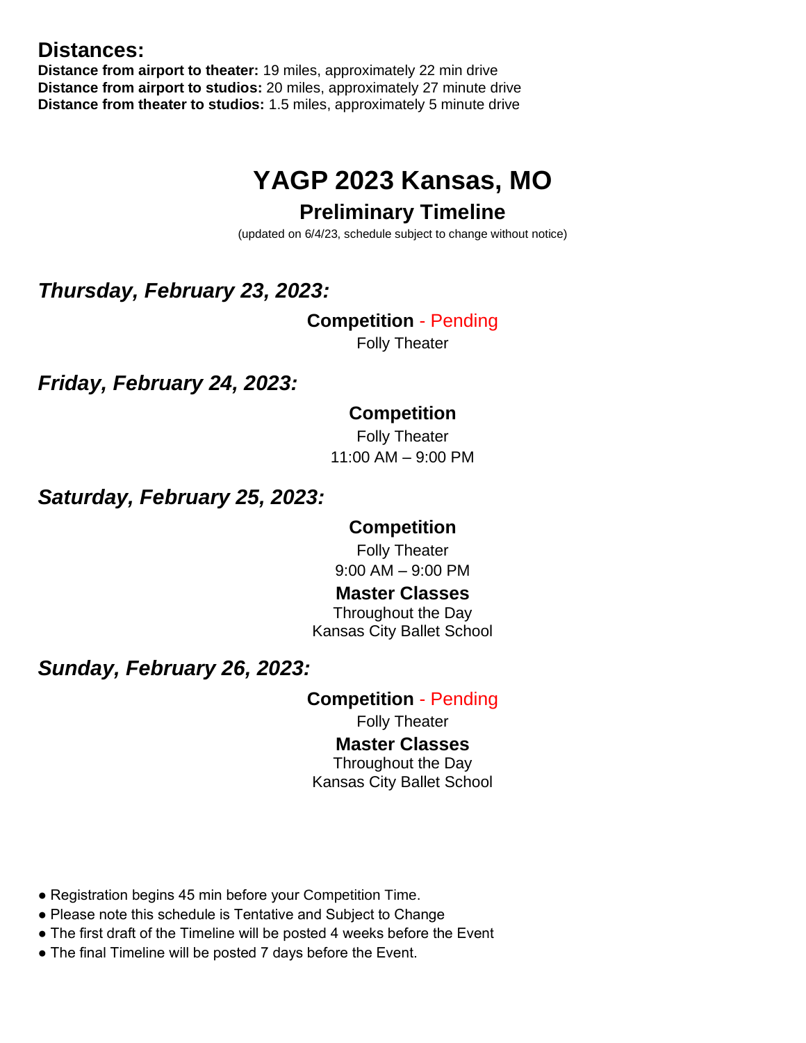## Distances:

**Distance from airport to theater:** 19 miles, approximately 22 min drive
**Distance from airport to studios:** 20 miles, approximately 27 minute drive
**Distance from theater to studios:** 1.5 miles, approximately 5 minute drive

# YAGP 2023 Kansas, MO

## Preliminary Timeline

(updated on 6/4/23, schedule subject to change without notice)

### *Thursday, February 23, 2023:*

**Competition** - Pending
Folly Theater

### *Friday, February 24, 2023:*

**Competition**
Folly Theater
11:00 AM – 9:00 PM

### *Saturday, February 25, 2023:*

**Competition**
Folly Theater
9:00 AM – 9:00 PM

**Master Classes**
Throughout the Day
Kansas City Ballet School

### *Sunday, February 26, 2023:*

**Competition** - Pending
Folly Theater

**Master Classes**
Throughout the Day
Kansas City Ballet School

- Registration begins 45 min before your Competition Time.
- Please note this schedule is Tentative and Subject to Change
- The first draft of the Timeline will be posted 4 weeks before the Event
- The final Timeline will be posted 7 days before the Event.